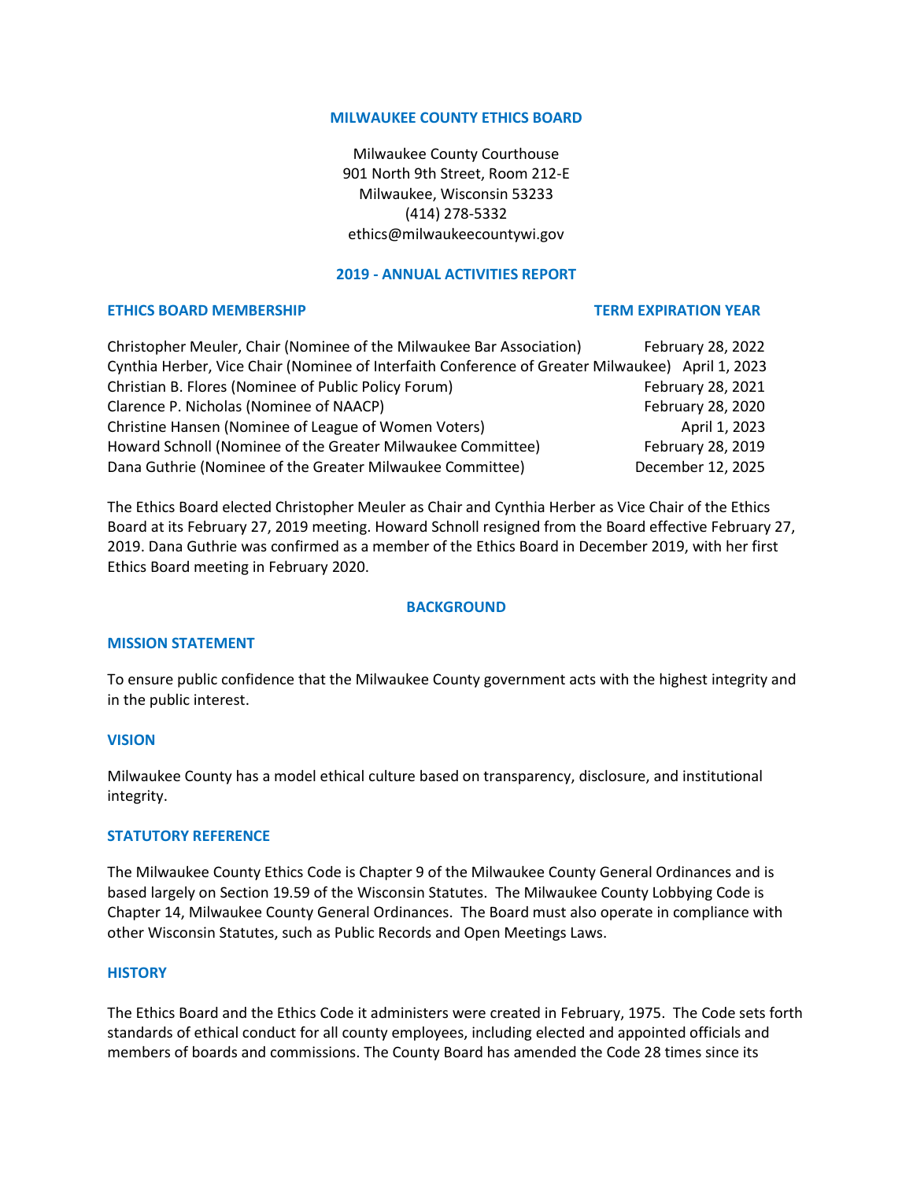# MILWAUKEE COUNTY ETHICS BOARD

Milwaukee County Courthouse
901 North 9th Street, Room 212-E
Milwaukee, Wisconsin 53233
(414) 278-5332
ethics@milwaukeecountywi.gov

## 2019 - ANNUAL ACTIVITIES REPORT

| ETHICS BOARD MEMBERSHIP | TERM EXPIRATION YEAR |
|---|---|
| Christopher Meuler, Chair (Nominee of the Milwaukee Bar Association) | February 28, 2022 |
| Cynthia Herber, Vice Chair (Nominee of Interfaith Conference of Greater Milwaukee) | April 1, 2023 |
| Christian B. Flores (Nominee of Public Policy Forum) | February 28, 2021 |
| Clarence P. Nicholas (Nominee of NAACP) | February 28, 2020 |
| Christine Hansen (Nominee of League of Women Voters) | April 1, 2023 |
| Howard Schnoll (Nominee of the Greater Milwaukee Committee) | February 28, 2019 |
| Dana Guthrie (Nominee of the Greater Milwaukee Committee) | December 12, 2025 |

The Ethics Board elected Christopher Meuler as Chair and Cynthia Herber as Vice Chair of the Ethics Board at its February 27, 2019 meeting. Howard Schnoll resigned from the Board effective February 27, 2019. Dana Guthrie was confirmed as a member of the Ethics Board in December 2019, with her first Ethics Board meeting in February 2020.

## BACKGROUND

### MISSION STATEMENT

To ensure public confidence that the Milwaukee County government acts with the highest integrity and in the public interest.

### VISION

Milwaukee County has a model ethical culture based on transparency, disclosure, and institutional integrity.

### STATUTORY REFERENCE

The Milwaukee County Ethics Code is Chapter 9 of the Milwaukee County General Ordinances and is based largely on Section 19.59 of the Wisconsin Statutes. The Milwaukee County Lobbying Code is Chapter 14, Milwaukee County General Ordinances. The Board must also operate in compliance with other Wisconsin Statutes, such as Public Records and Open Meetings Laws.

### HISTORY

The Ethics Board and the Ethics Code it administers were created in February, 1975. The Code sets forth standards of ethical conduct for all county employees, including elected and appointed officials and members of boards and commissions. The County Board has amended the Code 28 times since its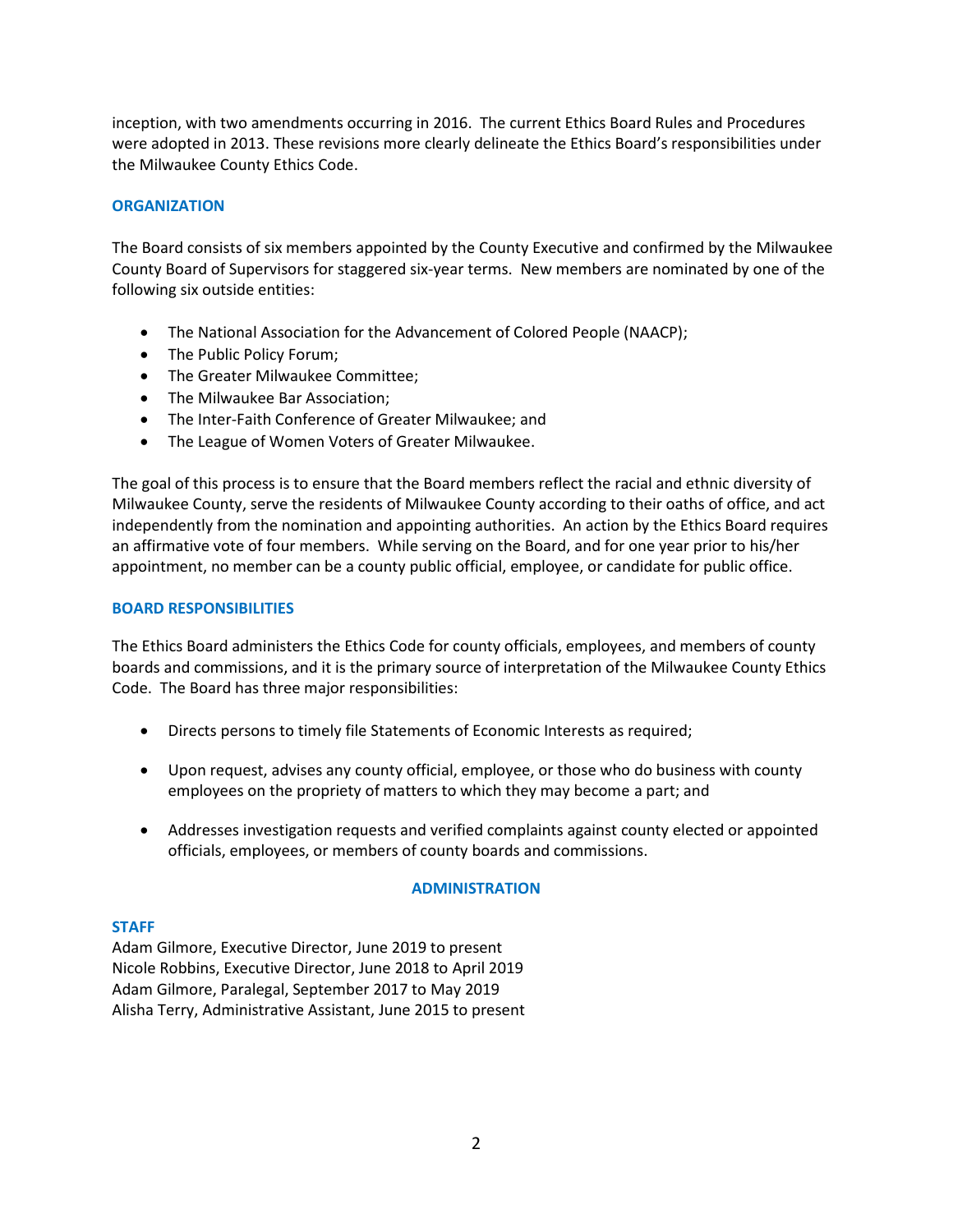inception, with two amendments occurring in 2016. The current Ethics Board Rules and Procedures were adopted in 2013. These revisions more clearly delineate the Ethics Board's responsibilities under the Milwaukee County Ethics Code.

## ORGANIZATION

The Board consists of six members appointed by the County Executive and confirmed by the Milwaukee County Board of Supervisors for staggered six-year terms. New members are nominated by one of the following six outside entities:

- The National Association for the Advancement of Colored People (NAACP);
- The Public Policy Forum;
- The Greater Milwaukee Committee;
- The Milwaukee Bar Association;
- The Inter-Faith Conference of Greater Milwaukee; and
- The League of Women Voters of Greater Milwaukee.

The goal of this process is to ensure that the Board members reflect the racial and ethnic diversity of Milwaukee County, serve the residents of Milwaukee County according to their oaths of office, and act independently from the nomination and appointing authorities. An action by the Ethics Board requires an affirmative vote of four members. While serving on the Board, and for one year prior to his/her appointment, no member can be a county public official, employee, or candidate for public office.

## BOARD RESPONSIBILITIES

The Ethics Board administers the Ethics Code for county officials, employees, and members of county boards and commissions, and it is the primary source of interpretation of the Milwaukee County Ethics Code. The Board has three major responsibilities:

- Directs persons to timely file Statements of Economic Interests as required;
- Upon request, advises any county official, employee, or those who do business with county employees on the propriety of matters to which they may become a part; and
- Addresses investigation requests and verified complaints against county elected or appointed officials, employees, or members of county boards and commissions.

## ADMINISTRATION

### STAFF

Adam Gilmore, Executive Director, June 2019 to present  
Nicole Robbins, Executive Director, June 2018 to April 2019  
Adam Gilmore, Paralegal, September 2017 to May 2019  
Alisha Terry, Administrative Assistant, June 2015 to present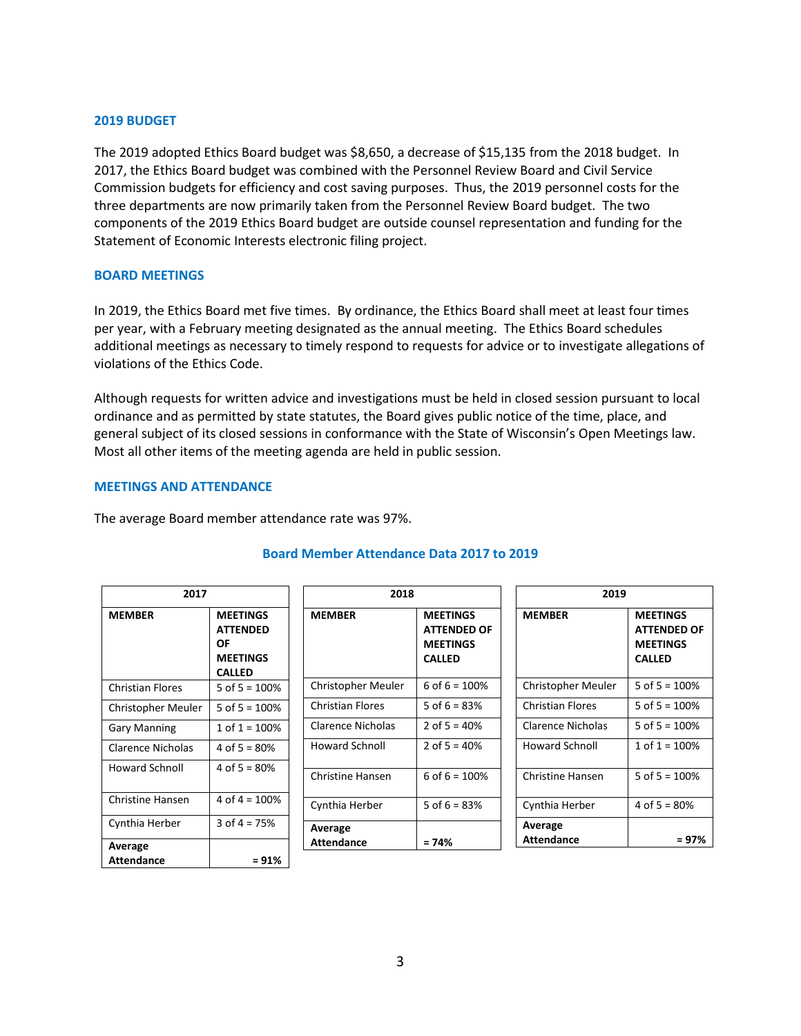## 2019 BUDGET

The 2019 adopted Ethics Board budget was $8,650, a decrease of $15,135 from the 2018 budget. In 2017, the Ethics Board budget was combined with the Personnel Review Board and Civil Service Commission budgets for efficiency and cost saving purposes. Thus, the 2019 personnel costs for the three departments are now primarily taken from the Personnel Review Board budget. The two components of the 2019 Ethics Board budget are outside counsel representation and funding for the Statement of Economic Interests electronic filing project.

## BOARD MEETINGS

In 2019, the Ethics Board met five times. By ordinance, the Ethics Board shall meet at least four times per year, with a February meeting designated as the annual meeting. The Ethics Board schedules additional meetings as necessary to timely respond to requests for advice or to investigate allegations of violations of the Ethics Code.

Although requests for written advice and investigations must be held in closed session pursuant to local ordinance and as permitted by state statutes, the Board gives public notice of the time, place, and general subject of its closed sessions in conformance with the State of Wisconsin's Open Meetings law. Most all other items of the meeting agenda are held in public session.

## MEETINGS AND ATTENDANCE

The average Board member attendance rate was 97%.

### Board Member Attendance Data 2017 to 2019

**2017**

| MEMBER | MEETINGS ATTENDED OF MEETINGS CALLED |
|---|---|
| Christian Flores | 5 of 5 = 100% |
| Christopher Meuler | 5 of 5 = 100% |
| Gary Manning | 1 of 1 = 100% |
| Clarence Nicholas | 4 of 5 = 80% |
| Howard Schnoll | 4 of 5 = 80% |
| Christine Hansen | 4 of 4 = 100% |
| Cynthia Herber | 3 of 4 = 75% |
| **Average Attendance** | **= 91%** |

**2018**

| MEMBER | MEETINGS ATTENDED OF MEETINGS CALLED |
|---|---|
| Christopher Meuler | 6 of 6 = 100% |
| Christian Flores | 5 of 6 = 83% |
| Clarence Nicholas | 2 of 5 = 40% |
| Howard Schnoll | 2 of 5 = 40% |
| Christine Hansen | 6 of 6 = 100% |
| Cynthia Herber | 5 of 6 = 83% |
| **Average Attendance** | **= 74%** |

**2019**

| MEMBER | MEETINGS ATTENDED OF MEETINGS CALLED |
|---|---|
| Christopher Meuler | 5 of 5 = 100% |
| Christian Flores | 5 of 5 = 100% |
| Clarence Nicholas | 5 of 5 = 100% |
| Howard Schnoll | 1 of 1 = 100% |
| Christine Hansen | 5 of 5 = 100% |
| Cynthia Herber | 4 of 5 = 80% |
| **Average Attendance** | **= 97%** |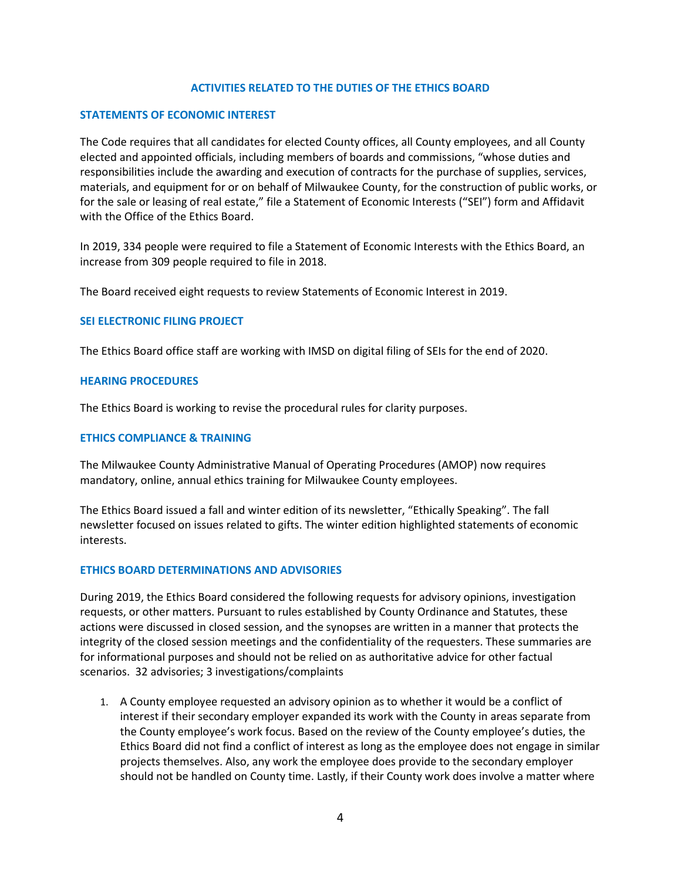## ACTIVITIES RELATED TO THE DUTIES OF THE ETHICS BOARD

### STATEMENTS OF ECONOMIC INTEREST

The Code requires that all candidates for elected County offices, all County employees, and all County elected and appointed officials, including members of boards and commissions, "whose duties and responsibilities include the awarding and execution of contracts for the purchase of supplies, services, materials, and equipment for or on behalf of Milwaukee County, for the construction of public works, or for the sale or leasing of real estate," file a Statement of Economic Interests ("SEI") form and Affidavit with the Office of the Ethics Board.

In 2019, 334 people were required to file a Statement of Economic Interests with the Ethics Board, an increase from 309 people required to file in 2018.

The Board received eight requests to review Statements of Economic Interest in 2019.

### SEI ELECTRONIC FILING PROJECT

The Ethics Board office staff are working with IMSD on digital filing of SEIs for the end of 2020.

### HEARING PROCEDURES

The Ethics Board is working to revise the procedural rules for clarity purposes.

### ETHICS COMPLIANCE & TRAINING

The Milwaukee County Administrative Manual of Operating Procedures (AMOP) now requires mandatory, online, annual ethics training for Milwaukee County employees.

The Ethics Board issued a fall and winter edition of its newsletter, "Ethically Speaking". The fall newsletter focused on issues related to gifts. The winter edition highlighted statements of economic interests.

### ETHICS BOARD DETERMINATIONS AND ADVISORIES

During 2019, the Ethics Board considered the following requests for advisory opinions, investigation requests, or other matters. Pursuant to rules established by County Ordinance and Statutes, these actions were discussed in closed session, and the synopses are written in a manner that protects the integrity of the closed session meetings and the confidentiality of the requesters. These summaries are for informational purposes and should not be relied on as authoritative advice for other factual scenarios. 32 advisories; 3 investigations/complaints

1. A County employee requested an advisory opinion as to whether it would be a conflict of interest if their secondary employer expanded its work with the County in areas separate from the County employee's work focus. Based on the review of the County employee's duties, the Ethics Board did not find a conflict of interest as long as the employee does not engage in similar projects themselves. Also, any work the employee does provide to the secondary employer should not be handled on County time. Lastly, if their County work does involve a matter where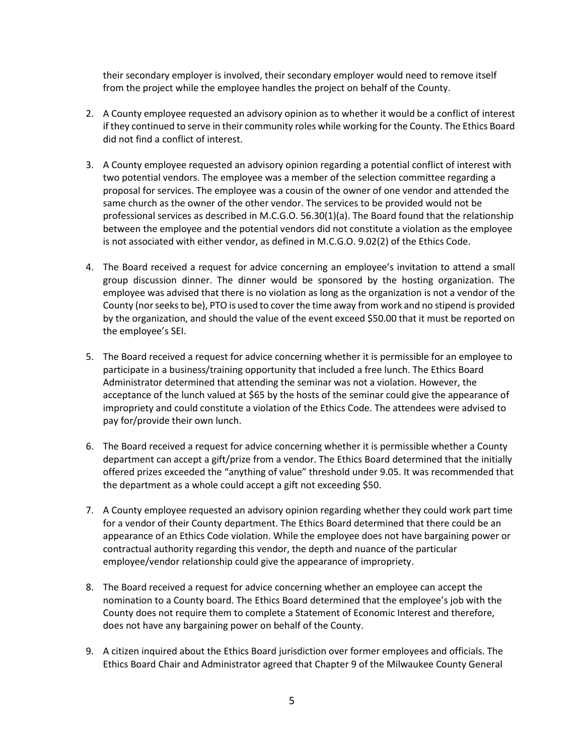their secondary employer is involved, their secondary employer would need to remove itself from the project while the employee handles the project on behalf of the County.

2. A County employee requested an advisory opinion as to whether it would be a conflict of interest if they continued to serve in their community roles while working for the County. The Ethics Board did not find a conflict of interest.

3. A County employee requested an advisory opinion regarding a potential conflict of interest with two potential vendors. The employee was a member of the selection committee regarding a proposal for services. The employee was a cousin of the owner of one vendor and attended the same church as the owner of the other vendor. The services to be provided would not be professional services as described in M.C.G.O. 56.30(1)(a). The Board found that the relationship between the employee and the potential vendors did not constitute a violation as the employee is not associated with either vendor, as defined in M.C.G.O. 9.02(2) of the Ethics Code.

4. The Board received a request for advice concerning an employee's invitation to attend a small group discussion dinner. The dinner would be sponsored by the hosting organization. The employee was advised that there is no violation as long as the organization is not a vendor of the County (nor seeks to be), PTO is used to cover the time away from work and no stipend is provided by the organization, and should the value of the event exceed $50.00 that it must be reported on the employee's SEI.

5. The Board received a request for advice concerning whether it is permissible for an employee to participate in a business/training opportunity that included a free lunch. The Ethics Board Administrator determined that attending the seminar was not a violation. However, the acceptance of the lunch valued at $65 by the hosts of the seminar could give the appearance of impropriety and could constitute a violation of the Ethics Code. The attendees were advised to pay for/provide their own lunch.

6. The Board received a request for advice concerning whether it is permissible whether a County department can accept a gift/prize from a vendor. The Ethics Board determined that the initially offered prizes exceeded the "anything of value" threshold under 9.05. It was recommended that the department as a whole could accept a gift not exceeding $50.

7. A County employee requested an advisory opinion regarding whether they could work part time for a vendor of their County department. The Ethics Board determined that there could be an appearance of an Ethics Code violation. While the employee does not have bargaining power or contractual authority regarding this vendor, the depth and nuance of the particular employee/vendor relationship could give the appearance of impropriety.

8. The Board received a request for advice concerning whether an employee can accept the nomination to a County board. The Ethics Board determined that the employee's job with the County does not require them to complete a Statement of Economic Interest and therefore, does not have any bargaining power on behalf of the County.

9. A citizen inquired about the Ethics Board jurisdiction over former employees and officials. The Ethics Board Chair and Administrator agreed that Chapter 9 of the Milwaukee County General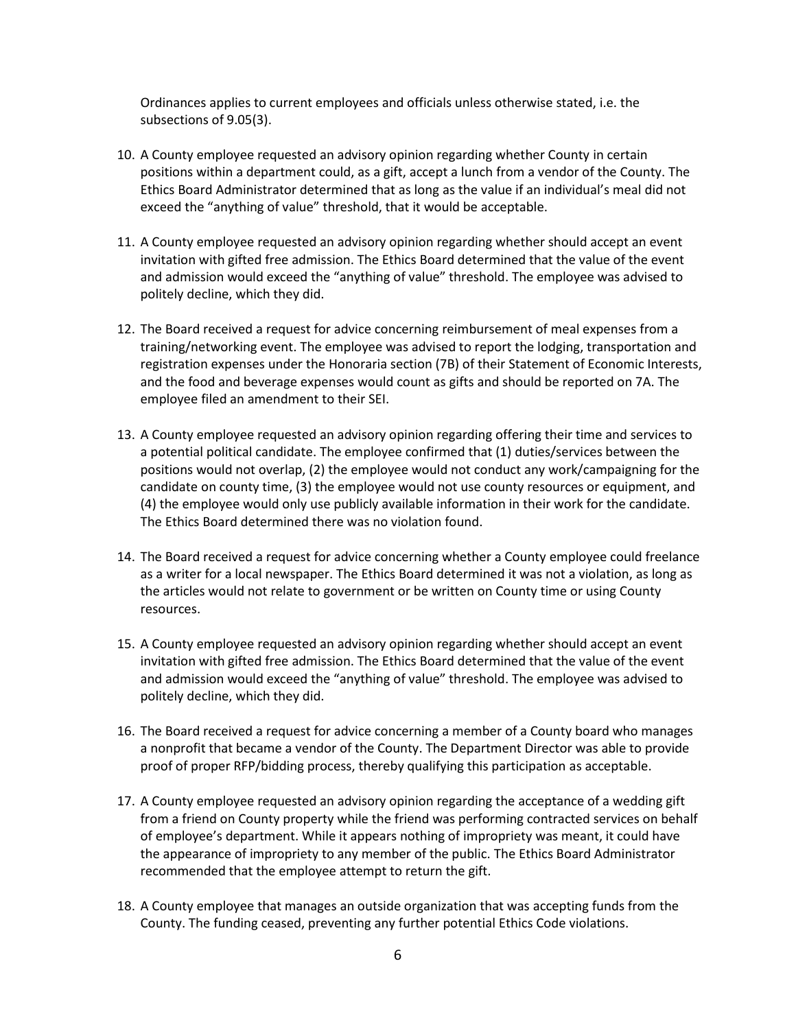Ordinances applies to current employees and officials unless otherwise stated, i.e. the subsections of 9.05(3).

10. A County employee requested an advisory opinion regarding whether County in certain positions within a department could, as a gift, accept a lunch from a vendor of the County. The Ethics Board Administrator determined that as long as the value if an individual's meal did not exceed the "anything of value" threshold, that it would be acceptable.

11. A County employee requested an advisory opinion regarding whether should accept an event invitation with gifted free admission. The Ethics Board determined that the value of the event and admission would exceed the "anything of value" threshold. The employee was advised to politely decline, which they did.

12. The Board received a request for advice concerning reimbursement of meal expenses from a training/networking event. The employee was advised to report the lodging, transportation and registration expenses under the Honoraria section (7B) of their Statement of Economic Interests, and the food and beverage expenses would count as gifts and should be reported on 7A. The employee filed an amendment to their SEI.

13. A County employee requested an advisory opinion regarding offering their time and services to a potential political candidate. The employee confirmed that (1) duties/services between the positions would not overlap, (2) the employee would not conduct any work/campaigning for the candidate on county time, (3) the employee would not use county resources or equipment, and (4) the employee would only use publicly available information in their work for the candidate. The Ethics Board determined there was no violation found.

14. The Board received a request for advice concerning whether a County employee could freelance as a writer for a local newspaper. The Ethics Board determined it was not a violation, as long as the articles would not relate to government or be written on County time or using County resources.

15. A County employee requested an advisory opinion regarding whether should accept an event invitation with gifted free admission. The Ethics Board determined that the value of the event and admission would exceed the "anything of value" threshold. The employee was advised to politely decline, which they did.

16. The Board received a request for advice concerning a member of a County board who manages a nonprofit that became a vendor of the County. The Department Director was able to provide proof of proper RFP/bidding process, thereby qualifying this participation as acceptable.

17. A County employee requested an advisory opinion regarding the acceptance of a wedding gift from a friend on County property while the friend was performing contracted services on behalf of employee's department. While it appears nothing of impropriety was meant, it could have the appearance of impropriety to any member of the public. The Ethics Board Administrator recommended that the employee attempt to return the gift.

18. A County employee that manages an outside organization that was accepting funds from the County. The funding ceased, preventing any further potential Ethics Code violations.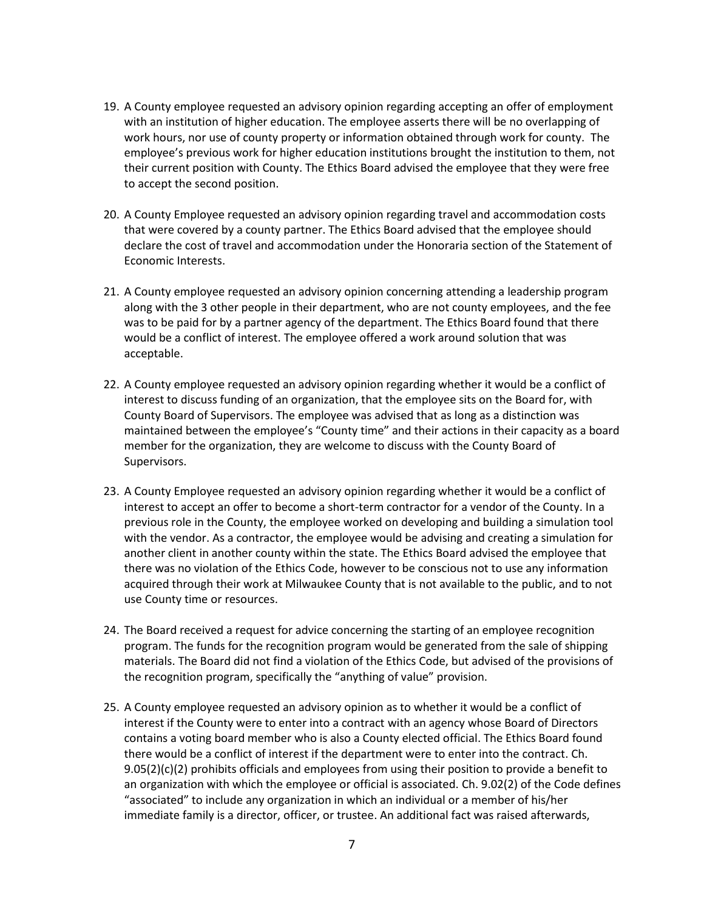19. A County employee requested an advisory opinion regarding accepting an offer of employment with an institution of higher education. The employee asserts there will be no overlapping of work hours, nor use of county property or information obtained through work for county. The employee's previous work for higher education institutions brought the institution to them, not their current position with County. The Ethics Board advised the employee that they were free to accept the second position.

20. A County Employee requested an advisory opinion regarding travel and accommodation costs that were covered by a county partner. The Ethics Board advised that the employee should declare the cost of travel and accommodation under the Honoraria section of the Statement of Economic Interests.

21. A County employee requested an advisory opinion concerning attending a leadership program along with the 3 other people in their department, who are not county employees, and the fee was to be paid for by a partner agency of the department. The Ethics Board found that there would be a conflict of interest. The employee offered a work around solution that was acceptable.

22. A County employee requested an advisory opinion regarding whether it would be a conflict of interest to discuss funding of an organization, that the employee sits on the Board for, with County Board of Supervisors. The employee was advised that as long as a distinction was maintained between the employee's "County time" and their actions in their capacity as a board member for the organization, they are welcome to discuss with the County Board of Supervisors.

23. A County Employee requested an advisory opinion regarding whether it would be a conflict of interest to accept an offer to become a short-term contractor for a vendor of the County. In a previous role in the County, the employee worked on developing and building a simulation tool with the vendor. As a contractor, the employee would be advising and creating a simulation for another client in another county within the state. The Ethics Board advised the employee that there was no violation of the Ethics Code, however to be conscious not to use any information acquired through their work at Milwaukee County that is not available to the public, and to not use County time or resources.

24. The Board received a request for advice concerning the starting of an employee recognition program. The funds for the recognition program would be generated from the sale of shipping materials. The Board did not find a violation of the Ethics Code, but advised of the provisions of the recognition program, specifically the "anything of value" provision.

25. A County employee requested an advisory opinion as to whether it would be a conflict of interest if the County were to enter into a contract with an agency whose Board of Directors contains a voting board member who is also a County elected official. The Ethics Board found there would be a conflict of interest if the department were to enter into the contract. Ch. 9.05(2)(c)(2) prohibits officials and employees from using their position to provide a benefit to an organization with which the employee or official is associated. Ch. 9.02(2) of the Code defines "associated" to include any organization in which an individual or a member of his/her immediate family is a director, officer, or trustee. An additional fact was raised afterwards,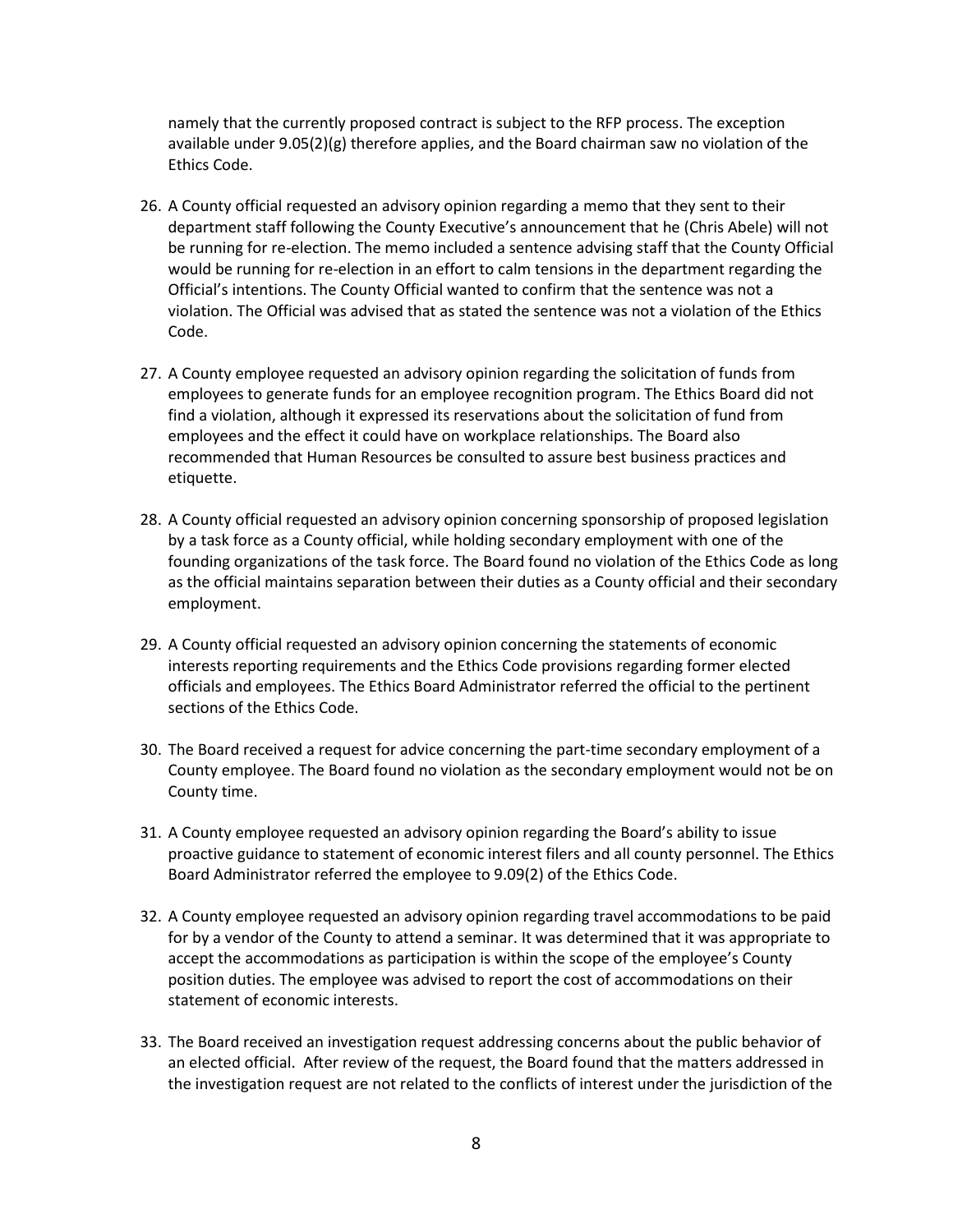namely that the currently proposed contract is subject to the RFP process. The exception available under 9.05(2)(g) therefore applies, and the Board chairman saw no violation of the Ethics Code.

26. A County official requested an advisory opinion regarding a memo that they sent to their department staff following the County Executive's announcement that he (Chris Abele) will not be running for re-election. The memo included a sentence advising staff that the County Official would be running for re-election in an effort to calm tensions in the department regarding the Official's intentions. The County Official wanted to confirm that the sentence was not a violation. The Official was advised that as stated the sentence was not a violation of the Ethics Code.

27. A County employee requested an advisory opinion regarding the solicitation of funds from employees to generate funds for an employee recognition program. The Ethics Board did not find a violation, although it expressed its reservations about the solicitation of fund from employees and the effect it could have on workplace relationships. The Board also recommended that Human Resources be consulted to assure best business practices and etiquette.

28. A County official requested an advisory opinion concerning sponsorship of proposed legislation by a task force as a County official, while holding secondary employment with one of the founding organizations of the task force. The Board found no violation of the Ethics Code as long as the official maintains separation between their duties as a County official and their secondary employment.

29. A County official requested an advisory opinion concerning the statements of economic interests reporting requirements and the Ethics Code provisions regarding former elected officials and employees. The Ethics Board Administrator referred the official to the pertinent sections of the Ethics Code.

30. The Board received a request for advice concerning the part-time secondary employment of a County employee. The Board found no violation as the secondary employment would not be on County time.

31. A County employee requested an advisory opinion regarding the Board's ability to issue proactive guidance to statement of economic interest filers and all county personnel. The Ethics Board Administrator referred the employee to 9.09(2) of the Ethics Code.

32. A County employee requested an advisory opinion regarding travel accommodations to be paid for by a vendor of the County to attend a seminar. It was determined that it was appropriate to accept the accommodations as participation is within the scope of the employee's County position duties. The employee was advised to report the cost of accommodations on their statement of economic interests.

33. The Board received an investigation request addressing concerns about the public behavior of an elected official. After review of the request, the Board found that the matters addressed in the investigation request are not related to the conflicts of interest under the jurisdiction of the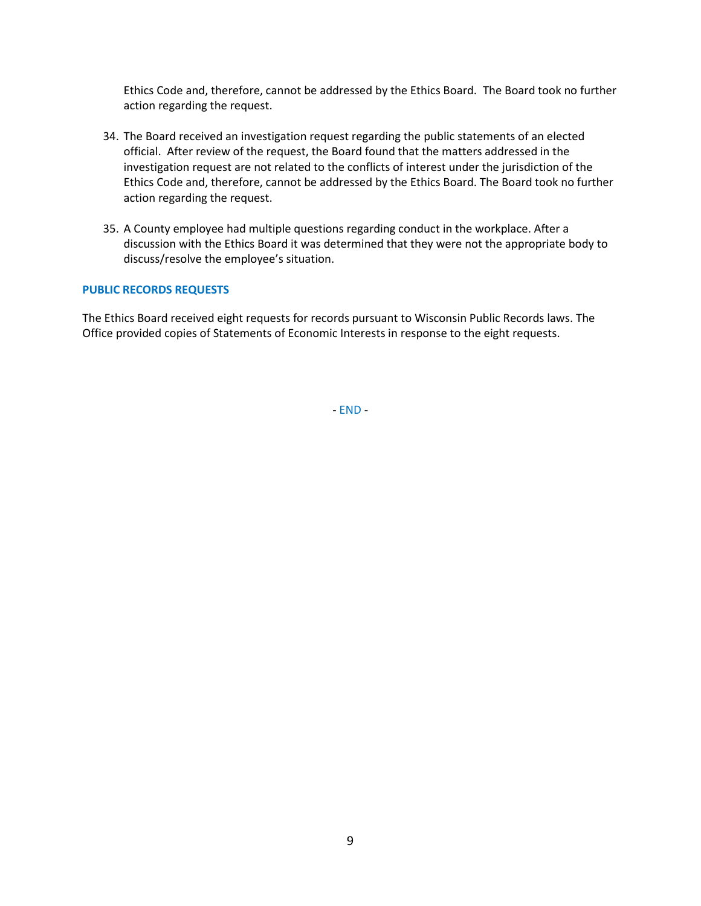Ethics Code and, therefore, cannot be addressed by the Ethics Board. The Board took no further action regarding the request.

34. The Board received an investigation request regarding the public statements of an elected official. After review of the request, the Board found that the matters addressed in the investigation request are not related to the conflicts of interest under the jurisdiction of the Ethics Code and, therefore, cannot be addressed by the Ethics Board. The Board took no further action regarding the request.

35. A County employee had multiple questions regarding conduct in the workplace. After a discussion with the Ethics Board it was determined that they were not the appropriate body to discuss/resolve the employee's situation.

### PUBLIC RECORDS REQUESTS

The Ethics Board received eight requests for records pursuant to Wisconsin Public Records laws. The Office provided copies of Statements of Economic Interests in response to the eight requests.

- END -